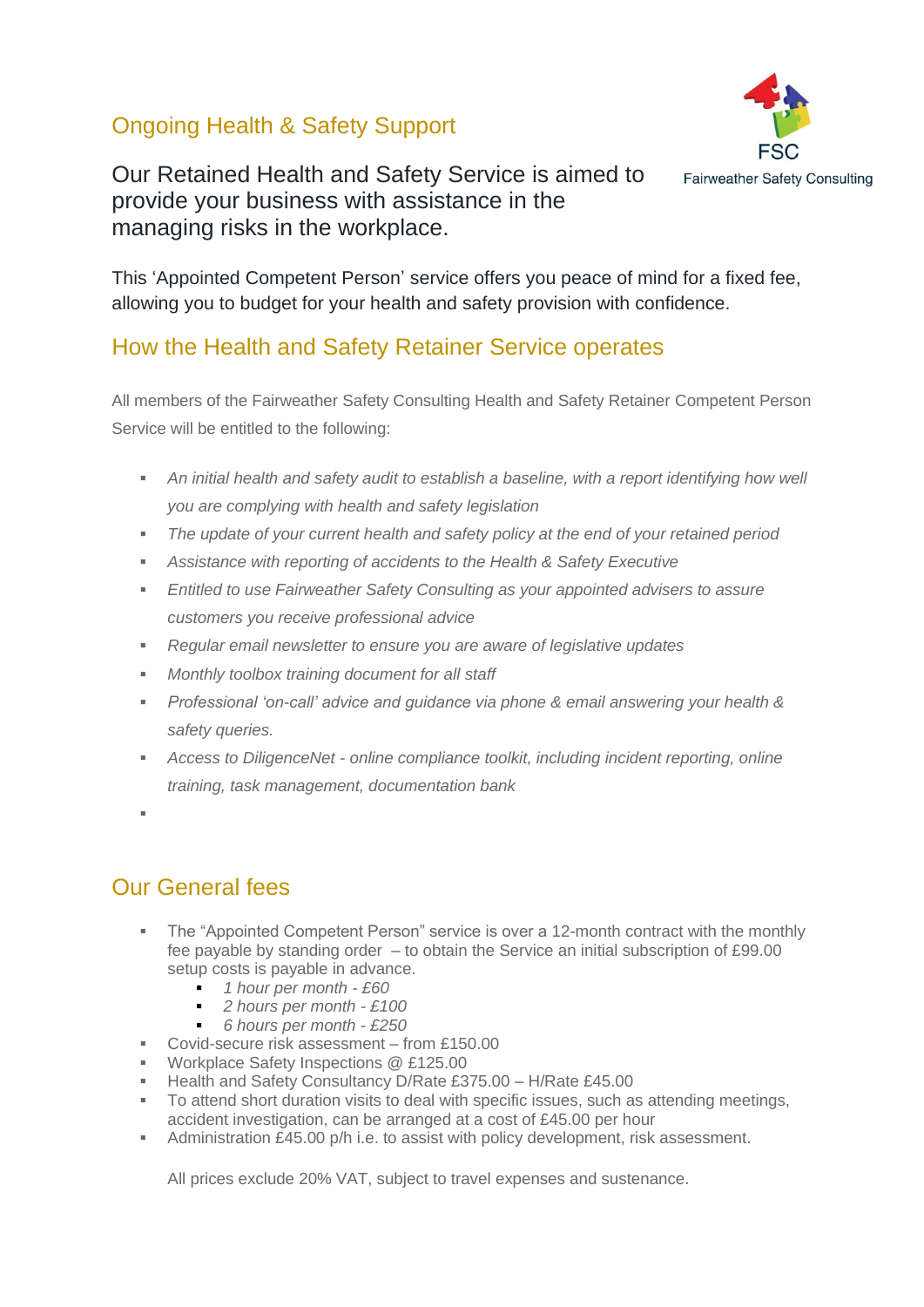## Ongoing Health & Safety Support

FSC
Fairweather Safety Consulting

Our Retained Health and Safety Service is aimed to provide your business with assistance in the managing risks in the workplace.

This 'Appointed Competent Person' service offers you peace of mind for a fixed fee, allowing you to budget for your health and safety provision with confidence.

## How the Health and Safety Retainer Service operates

All members of the Fairweather Safety Consulting Health and Safety Retainer Competent Person Service will be entitled to the following:

- *An initial health and safety audit to establish a baseline, with a report identifying how well you are complying with health and safety legislation*
- *The update of your current health and safety policy at the end of your retained period*
- *Assistance with reporting of accidents to the Health & Safety Executive*
- *Entitled to use Fairweather Safety Consulting as your appointed advisers to assure customers you receive professional advice*
- *Regular email newsletter to ensure you are aware of legislative updates*
- *Monthly toolbox training document for all staff*
- *Professional 'on-call' advice and guidance via phone & email answering your health & safety queries.*
- *Access to DiligenceNet - online compliance toolkit, including incident reporting, online training, task management, documentation bank*

## Our General fees

- The "Appointed Competent Person" service is over a 12-month contract with the monthly fee payable by standing order – to obtain the Service an initial subscription of £99.00 setup costs is payable in advance.
  - *1 hour per month - £60*
  - *2 hours per month - £100*
  - *6 hours per month - £250*
- Covid-secure risk assessment – from £150.00
- Workplace Safety Inspections @ £125.00
- Health and Safety Consultancy D/Rate £375.00 – H/Rate £45.00
- To attend short duration visits to deal with specific issues, such as attending meetings, accident investigation, can be arranged at a cost of £45.00 per hour
- Administration £45.00 p/h i.e. to assist with policy development, risk assessment.

All prices exclude 20% VAT, subject to travel expenses and sustenance.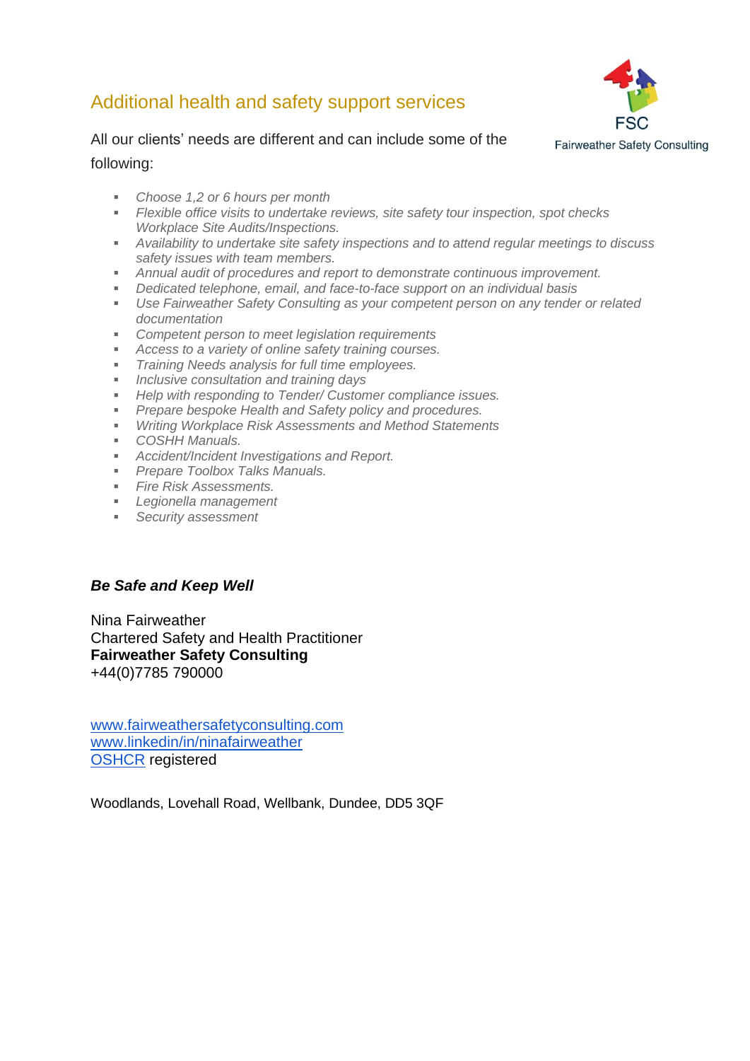## Additional health and safety support services

FSC
Fairweather Safety Consulting

All our clients' needs are different and can include some of the following:

- *Choose 1,2 or 6 hours per month*
- *Flexible office visits to undertake reviews, site safety tour inspection, spot checks Workplace Site Audits/Inspections.*
- *Availability to undertake site safety inspections and to attend regular meetings to discuss safety issues with team members.*
- *Annual audit of procedures and report to demonstrate continuous improvement.*
- *Dedicated telephone, email, and face-to-face support on an individual basis*
- *Use Fairweather Safety Consulting as your competent person on any tender or related documentation*
- *Competent person to meet legislation requirements*
- *Access to a variety of online safety training courses.*
- *Training Needs analysis for full time employees.*
- *Inclusive consultation and training days*
- *Help with responding to Tender/ Customer compliance issues.*
- *Prepare bespoke Health and Safety policy and procedures.*
- *Writing Workplace Risk Assessments and Method Statements*
- *COSHH Manuals.*
- *Accident/Incident Investigations and Report.*
- *Prepare Toolbox Talks Manuals.*
- *Fire Risk Assessments.*
- *Legionella management*
- *Security assessment*

***Be Safe and Keep Well***

Nina Fairweather
Chartered Safety and Health Practitioner
**Fairweather Safety Consulting**
+44(0)7785 790000

www.fairweathersafetyconsulting.com
www.linkedin/in/ninafairweather
OSHCR registered

Woodlands, Lovehall Road, Wellbank, Dundee, DD5 3QF